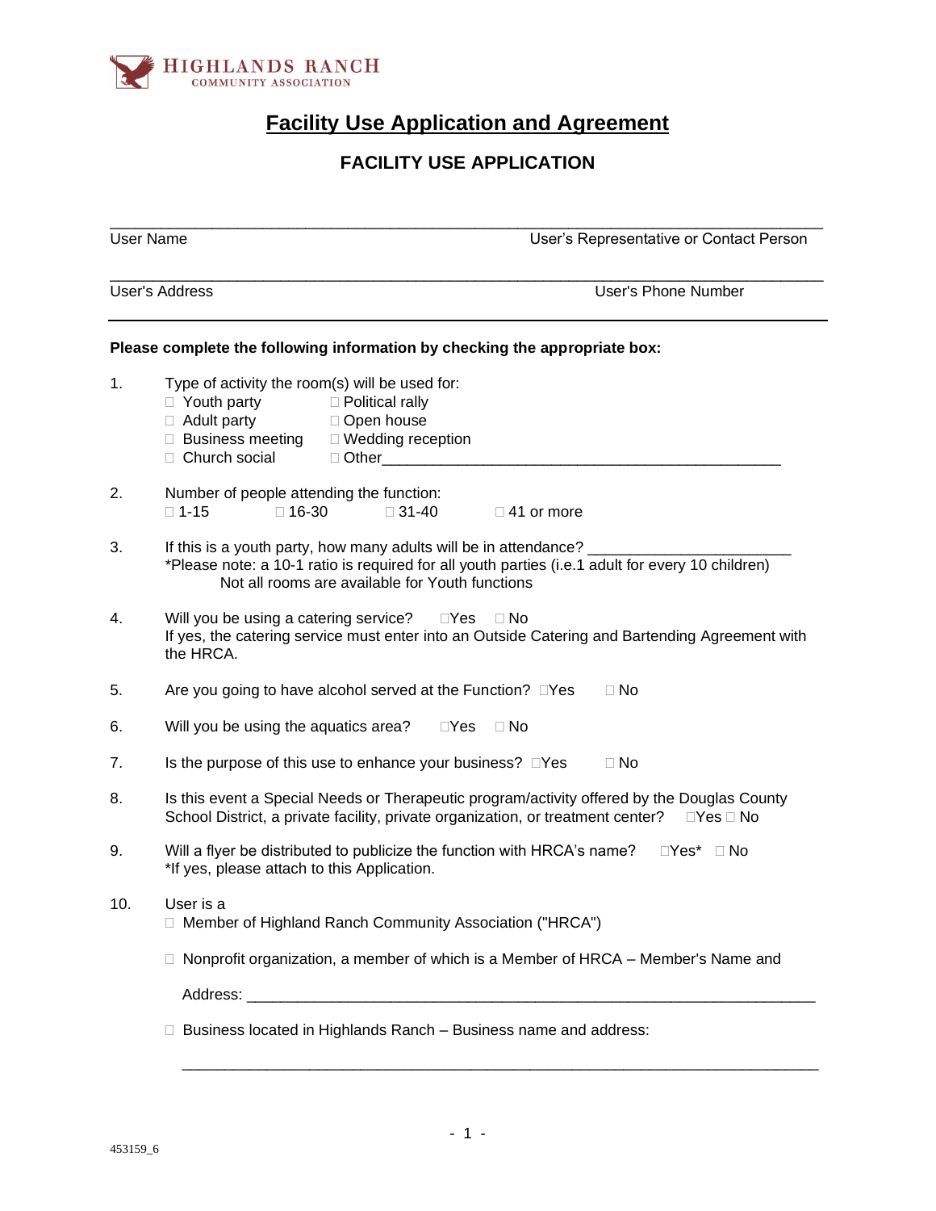HIGHLANDS RANCH
COMMUNITY ASSOCIATION

# Facility Use Application and Agreement

## FACILITY USE APPLICATION

\_\_\_\_\_\_\_\_\_\_\_\_\_\_\_\_\_\_\_\_\_\_\_\_\_\_\_\_\_\_\_\_\_\_\_\_\_\_\_\_\_\_\_\_\_\_\_\_\_\_\_\_\_\_\_\_\_\_\_\_\_\_\_\_\_\_\_\_\_\_\_\_\_\_\_\_

User Name User's Representative or Contact Person

\_\_\_\_\_\_\_\_\_\_\_\_\_\_\_\_\_\_\_\_\_\_\_\_\_\_\_\_\_\_\_\_\_\_\_\_\_\_\_\_\_\_\_\_\_\_\_\_\_\_\_\_\_\_\_\_\_\_\_\_\_\_\_\_\_\_\_\_\_\_\_\_\_\_\_\_

User's Address User's Phone Number

---

**Please complete the following information by checking the appropriate box:**

1. Type of activity the room(s) will be used for:
   - ☐ Youth party
   - ☐ Adult party
   - ☐ Business meeting
   - ☐ Church social
   - ☐ Political rally
   - ☐ Open house
   - ☐ Wedding reception
   - ☐ Other\_\_\_\_\_\_\_\_\_\_\_\_\_\_\_\_\_\_\_\_\_\_\_\_\_\_\_\_\_\_\_\_\_\_\_\_\_\_\_\_\_\_\_\_

2. Number of people attending the function:
   ☐ 1-15 ☐ 16-30 ☐ 31-40 ☐ 41 or more

3. If this is a youth party, how many adults will be in attendance? \_\_\_\_\_\_\_\_\_\_\_\_\_\_\_\_\_\_\_\_\_\_
   *Please note: a 10-1 ratio is required for all youth parties (i.e.1 adult for every 10 children)
   Not all rooms are available for Youth functions

4. Will you be using a catering service? ☐Yes ☐ No
   If yes, the catering service must enter into an Outside Catering and Bartending Agreement with the HRCA.

5. Are you going to have alcohol served at the Function? ☐Yes ☐ No

6. Will you be using the aquatics area? ☐Yes ☐ No

7. Is the purpose of this use to enhance your business? ☐Yes ☐ No

8. Is this event a Special Needs or Therapeutic program/activity offered by the Douglas County School District, a private facility, private organization, or treatment center? ☐Yes ☐ No

9. Will a flyer be distributed to publicize the function with HRCA's name? ☐Yes* ☐ No
   *If yes, please attach to this Application.

10. User is a
    - ☐ Member of Highland Ranch Community Association ("HRCA")
    - ☐ Nonprofit organization, a member of which is a Member of HRCA – Member's Name and

      Address: \_\_\_\_\_\_\_\_\_\_\_\_\_\_\_\_\_\_\_\_\_\_\_\_\_\_\_\_\_\_\_\_\_\_\_\_\_\_\_\_\_\_\_\_\_\_\_\_\_\_\_\_\_\_\_\_\_\_\_\_\_\_
    - ☐ Business located in Highlands Ranch – Business name and address:

      \_\_\_\_\_\_\_\_\_\_\_\_\_\_\_\_\_\_\_\_\_\_\_\_\_\_\_\_\_\_\_\_\_\_\_\_\_\_\_\_\_\_\_\_\_\_\_\_\_\_\_\_\_\_\_\_\_\_\_\_\_\_\_\_\_\_\_\_\_\_

453159_6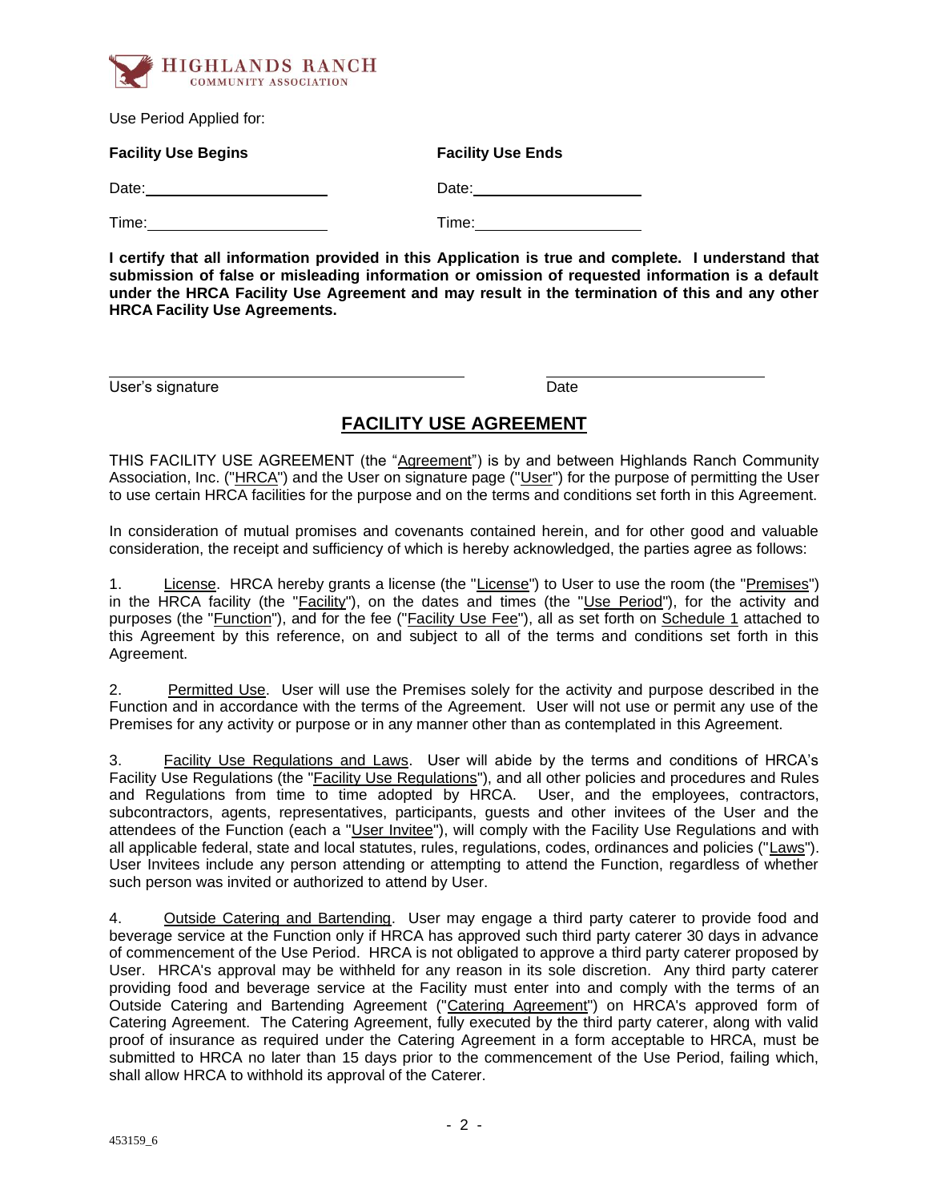HIGHLANDS RANCH COMMUNITY ASSOCIATION

Use Period Applied for:

| **Facility Use Begins** | **Facility Use Ends** |
|---|---|
| Date:\_\_\_\_\_\_\_\_\_\_\_\_\_\_\_\_\_\_\_\_ | Date:\_\_\_\_\_\_\_\_\_\_\_\_\_\_\_\_\_\_\_\_ |
| Time:\_\_\_\_\_\_\_\_\_\_\_\_\_\_\_\_\_\_\_\_ | Time:\_\_\_\_\_\_\_\_\_\_\_\_\_\_\_\_\_\_\_\_ |

**I certify that all information provided in this Application is true and complete. I understand that submission of false or misleading information or omission of requested information is a default under the HRCA Facility Use Agreement and may result in the termination of this and any other HRCA Facility Use Agreements.**

\_\_\_\_\_\_\_\_\_\_\_\_\_\_\_\_\_\_\_\_\_\_\_\_\_\_\_\_\_\_\_\_\_\_\_\_\_\_\_\_ \_\_\_\_\_\_\_\_\_\_\_\_\_\_\_\_\_\_\_\_\_\_\_\_\_\_\_\_

User's signature Date

## FACILITY USE AGREEMENT

THIS FACILITY USE AGREEMENT (the "Agreement") is by and between Highlands Ranch Community Association, Inc. ("HRCA") and the User on signature page ("User") for the purpose of permitting the User to use certain HRCA facilities for the purpose and on the terms and conditions set forth in this Agreement.

In consideration of mutual promises and covenants contained herein, and for other good and valuable consideration, the receipt and sufficiency of which is hereby acknowledged, the parties agree as follows:

1. License. HRCA hereby grants a license (the "License") to User to use the room (the "Premises") in the HRCA facility (the "Facility"), on the dates and times (the "Use Period"), for the activity and purposes (the "Function"), and for the fee ("Facility Use Fee"), all as set forth on Schedule 1 attached to this Agreement by this reference, on and subject to all of the terms and conditions set forth in this Agreement.

2. Permitted Use. User will use the Premises solely for the activity and purpose described in the Function and in accordance with the terms of the Agreement. User will not use or permit any use of the Premises for any activity or purpose or in any manner other than as contemplated in this Agreement.

3. Facility Use Regulations and Laws. User will abide by the terms and conditions of HRCA's Facility Use Regulations (the "Facility Use Regulations"), and all other policies and procedures and Rules and Regulations from time to time adopted by HRCA. User, and the employees, contractors, subcontractors, agents, representatives, participants, guests and other invitees of the User and the attendees of the Function (each a "User Invitee"), will comply with the Facility Use Regulations and with all applicable federal, state and local statutes, rules, regulations, codes, ordinances and policies ("Laws"). User Invitees include any person attending or attempting to attend the Function, regardless of whether such person was invited or authorized to attend by User.

4. Outside Catering and Bartending. User may engage a third party caterer to provide food and beverage service at the Function only if HRCA has approved such third party caterer 30 days in advance of commencement of the Use Period. HRCA is not obligated to approve a third party caterer proposed by User. HRCA's approval may be withheld for any reason in its sole discretion. Any third party caterer providing food and beverage service at the Facility must enter into and comply with the terms of an Outside Catering and Bartending Agreement ("Catering Agreement") on HRCA's approved form of Catering Agreement. The Catering Agreement, fully executed by the third party caterer, along with valid proof of insurance as required under the Catering Agreement in a form acceptable to HRCA, must be submitted to HRCA no later than 15 days prior to the commencement of the Use Period, failing which, shall allow HRCA to withhold its approval of the Caterer.

453159_6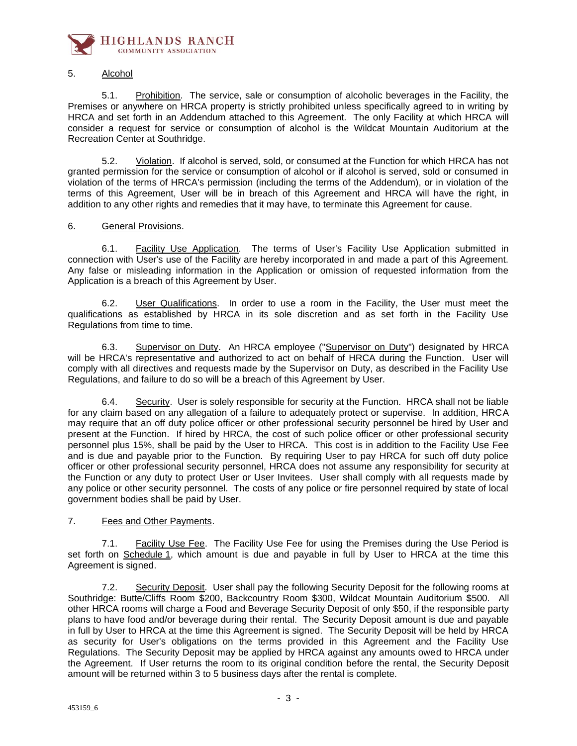## 5. Alohol

5.1. Prohibition. The service, sale or consumption of alcoholic beverages in the Facility, the Premises or anywhere on HRCA property is strictly prohibited unless specifically agreed to in writing by HRCA and set forth in an Addendum attached to this Agreement. The only Facility at which HRCA will consider a request for service or consumption of alcohol is the Wildcat Mountain Auditorium at the Recreation Center at Southridge.

5.2. Violation. If alcohol is served, sold, or consumed at the Function for which HRCA has not granted permission for the service or consumption of alcohol or if alcohol is served, sold or consumed in violation of the terms of HRCA's permission (including the terms of the Addendum), or in violation of the terms of this Agreement, User will be in breach of this Agreement and HRCA will have the right, in addition to any other rights and remedies that it may have, to terminate this Agreement for cause.

## 6. General Provisions.

6.1. Facility Use Application. The terms of User's Facility Use Application submitted in connection with User's use of the Facility are hereby incorporated in and made a part of this Agreement. Any false or misleading information in the Application or omission of requested information from the Application is a breach of this Agreement by User.

6.2. User Qualifications. In order to use a room in the Facility, the User must meet the qualifications as established by HRCA in its sole discretion and as set forth in the Facility Use Regulations from time to time.

6.3. Supervisor on Duty. An HRCA employee ("Supervisor on Duty") designated by HRCA will be HRCA's representative and authorized to act on behalf of HRCA during the Function. User will comply with all directives and requests made by the Supervisor on Duty, as described in the Facility Use Regulations, and failure to do so will be a breach of this Agreement by User.

6.4. Security. User is solely responsible for security at the Function. HRCA shall not be liable for any claim based on any allegation of a failure to adequately protect or supervise. In addition, HRCA may require that an off duty police officer or other professional security personnel be hired by User and present at the Function. If hired by HRCA, the cost of such police officer or other professional security personnel plus 15%, shall be paid by the User to HRCA. This cost is in addition to the Facility Use Fee and is due and payable prior to the Function. By requiring User to pay HRCA for such off duty police officer or other professional security personnel, HRCA does not assume any responsibility for security at the Function or any duty to protect User or User Invitees. User shall comply with all requests made by any police or other security personnel. The costs of any police or fire personnel required by state of local government bodies shall be paid by User.

## 7. Fees and Other Payments.

7.1. Facility Use Fee. The Facility Use Fee for using the Premises during the Use Period is set forth on Schedule 1, which amount is due and payable in full by User to HRCA at the time this Agreement is signed.

7.2. Security Deposit. User shall pay the following Security Deposit for the following rooms at Southridge: Butte/Cliffs Room $200, Backcountry Room $300, Wildcat Mountain Auditorium $500. All other HRCA rooms will charge a Food and Beverage Security Deposit of only $50, if the responsible party plans to have food and/or beverage during their rental. The Security Deposit amount is due and payable in full by User to HRCA at the time this Agreement is signed. The Security Deposit will be held by HRCA as security for User's obligations on the terms provided in this Agreement and the Facility Use Regulations. The Security Deposit may be applied by HRCA against any amounts owed to HRCA under the Agreement. If User returns the room to its original condition before the rental, the Security Deposit amount will be returned within 3 to 5 business days after the rental is complete.

## 5. Alcohol

5.1. Prohibition. The service, sale or consumption of alcoholic beverages in the Facility, the Premises or anywhere on HRCA property is strictly prohibited unless specifically agreed to in writing by HRCA and set forth in an Addendum attached to this Agreement. The only Facility at which HRCA will consider a request for service or consumption of alcohol is the Wildcat Mountain Auditorium at the Recreation Center at Southridge.

5.2. Violation. If alcohol is served, sold, or consumed at the Function for which HRCA has not granted permission for the service or consumption of alcohol or if alcohol is served, sold or consumed in violation of the terms of HRCA's permission (including the terms of the Addendum), or in violation of the terms of this Agreement, User will be in breach of this Agreement and HRCA will have the right, in addition to any other rights and remedies that it may have, to terminate this Agreement for cause.

## 6. General Provisions.

6.1. Facility Use Application. The terms of User's Facility Use Application submitted in connection with User's use of the Facility are hereby incorporated in and made a part of this Agreement. Any false or misleading information in the Application or omission of requested information from the Application is a breach of this Agreement by User.

6.2. User Qualifications. In order to use a room in the Facility, the User must meet the qualifications as established by HRCA in its sole discretion and as set forth in the Facility Use Regulations from time to time.

6.3. Supervisor on Duty. An HRCA employee ("Supervisor on Duty") designated by HRCA will be HRCA's representative and authorized to act on behalf of HRCA during the Function. User will comply with all directives and requests made by the Supervisor on Duty, as described in the Facility Use Regulations, and failure to do so will be a breach of this Agreement by User.

6.4. Security. User is solely responsible for security at the Function. HRCA shall not be liable for any claim based on any allegation of a failure to adequately protect or supervise. In addition, HRCA may require that an off duty police officer or other professional security personnel be hired by User and present at the Function. If hired by HRCA, the cost of such police officer or other professional security personnel plus 15%, shall be paid by the User to HRCA. This cost is in addition to the Facility Use Fee and is due and payable prior to the Function. By requiring User to pay HRCA for such off duty police officer or other professional security personnel, HRCA does not assume any responsibility for security at the Function or any duty to protect User or User Invitees. User shall comply with all requests made by any police or other security personnel. The costs of any police or fire personnel required by state of local government bodies shall be paid by User.

## 7. Fees and Other Payments.

7.1. Facility Use Fee. The Facility Use Fee for using the Premises during the Use Period is set forth on Schedule 1, which amount is due and payable in full by User to HRCA at the time this Agreement is signed.

7.2. Security Deposit. User shall pay the following Security Deposit for the following rooms at Southridge: Butte/Cliffs Room $200, Backcountry Room $300, Wildcat Mountain Auditorium $500. All other HRCA rooms will charge a Food and Beverage Security Deposit of only $50, if the responsible party plans to have food and/or beverage during their rental. The Security Deposit amount is due and payable in full by User to HRCA at the time this Agreement is signed. The Security Deposit will be held by HRCA as security for User's obligations on the terms provided in this Agreement and the Facility Use Regulations. The Security Deposit may be applied by HRCA against any amounts owed to HRCA under the Agreement. If User returns the room to its original condition before the rental, the Security Deposit amount will be returned within 3 to 5 business days after the rental is complete.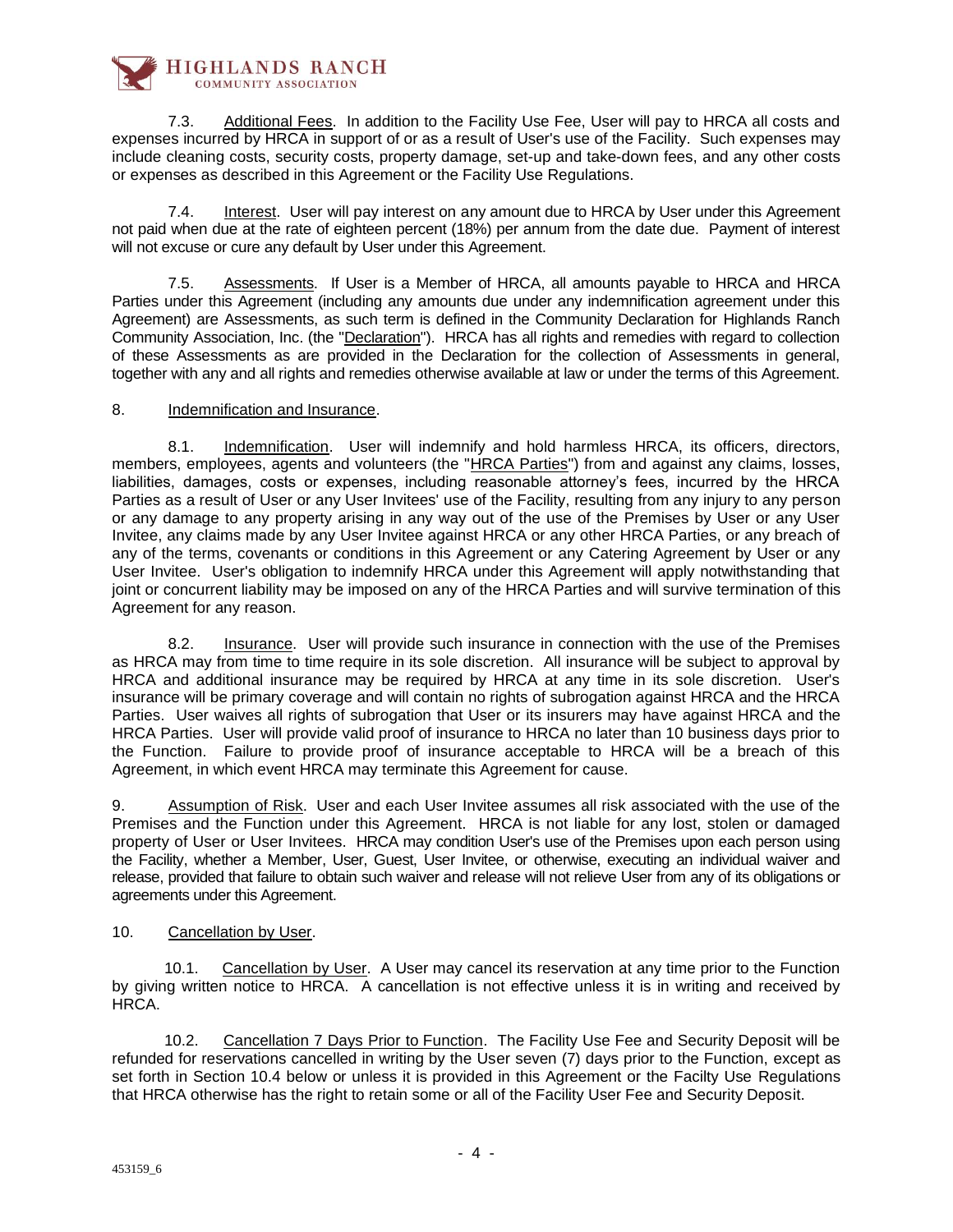7.3. Additional Fees. In addition to the Facility Use Fee, User will pay to HRCA all costs and expenses incurred by HRCA in support of or as a result of User's use of the Facility. Such expenses may include cleaning costs, security costs, property damage, set-up and take-down fees, and any other costs or expenses as described in this Agreement or the Facility Use Regulations.

7.4. Interest. User will pay interest on any amount due to HRCA by User under this Agreement not paid when due at the rate of eighteen percent (18%) per annum from the date due. Payment of interest will not excuse or cure any default by User under this Agreement.

7.5. Assessments. If User is a Member of HRCA, all amounts payable to HRCA and HRCA Parties under this Agreement (including any amounts due under any indemnification agreement under this Agreement) are Assessments, as such term is defined in the Community Declaration for Highlands Ranch Community Association, Inc. (the "Declaration"). HRCA has all rights and remedies with regard to collection of these Assessments as are provided in the Declaration for the collection of Assessments in general, together with any and all rights and remedies otherwise available at law or under the terms of this Agreement.

8. Indemnification and Insurance.

8.1. Indemnification. User will indemnify and hold harmless HRCA, its officers, directors, members, employees, agents and volunteers (the "HRCA Parties") from and against any claims, losses, liabilities, damages, costs or expenses, including reasonable attorney's fees, incurred by the HRCA Parties as a result of User or any User Invitees' use of the Facility, resulting from any injury to any person or any damage to any property arising in any way out of the use of the Premises by User or any User Invitee, any claims made by any User Invitee against HRCA or any other HRCA Parties, or any breach of any of the terms, covenants or conditions in this Agreement or any Catering Agreement by User or any User Invitee. User's obligation to indemnify HRCA under this Agreement will apply notwithstanding that joint or concurrent liability may be imposed on any of the HRCA Parties and will survive termination of this Agreement for any reason.

8.2. Insurance. User will provide such insurance in connection with the use of the Premises as HRCA may from time to time require in its sole discretion. All insurance will be subject to approval by HRCA and additional insurance may be required by HRCA at any time in its sole discretion. User's insurance will be primary coverage and will contain no rights of subrogation against HRCA and the HRCA Parties. User waives all rights of subrogation that User or its insurers may have against HRCA and the HRCA Parties. User will provide valid proof of insurance to HRCA no later than 10 business days prior to the Function. Failure to provide proof of insurance acceptable to HRCA will be a breach of this Agreement, in which event HRCA may terminate this Agreement for cause.

9. Assumption of Risk. User and each User Invitee assumes all risk associated with the use of the Premises and the Function under this Agreement. HRCA is not liable for any lost, stolen or damaged property of User or User Invitees. HRCA may condition User's use of the Premises upon each person using the Facility, whether a Member, User, Guest, User Invitee, or otherwise, executing an individual waiver and release, provided that failure to obtain such waiver and release will not relieve User from any of its obligations or agreements under this Agreement.

10. Cancellation by User.

10.1. Cancellation by User. A User may cancel its reservation at any time prior to the Function by giving written notice to HRCA. A cancellation is not effective unless it is in writing and received by HRCA.

10.2. Cancellation 7 Days Prior to Function. The Facility Use Fee and Security Deposit will be refunded for reservations cancelled in writing by the User seven (7) days prior to the Function, except as set forth in Section 10.4 below or unless it is provided in this Agreement or the Facilty Use Regulations that HRCA otherwise has the right to retain some or all of the Facility User Fee and Security Deposit.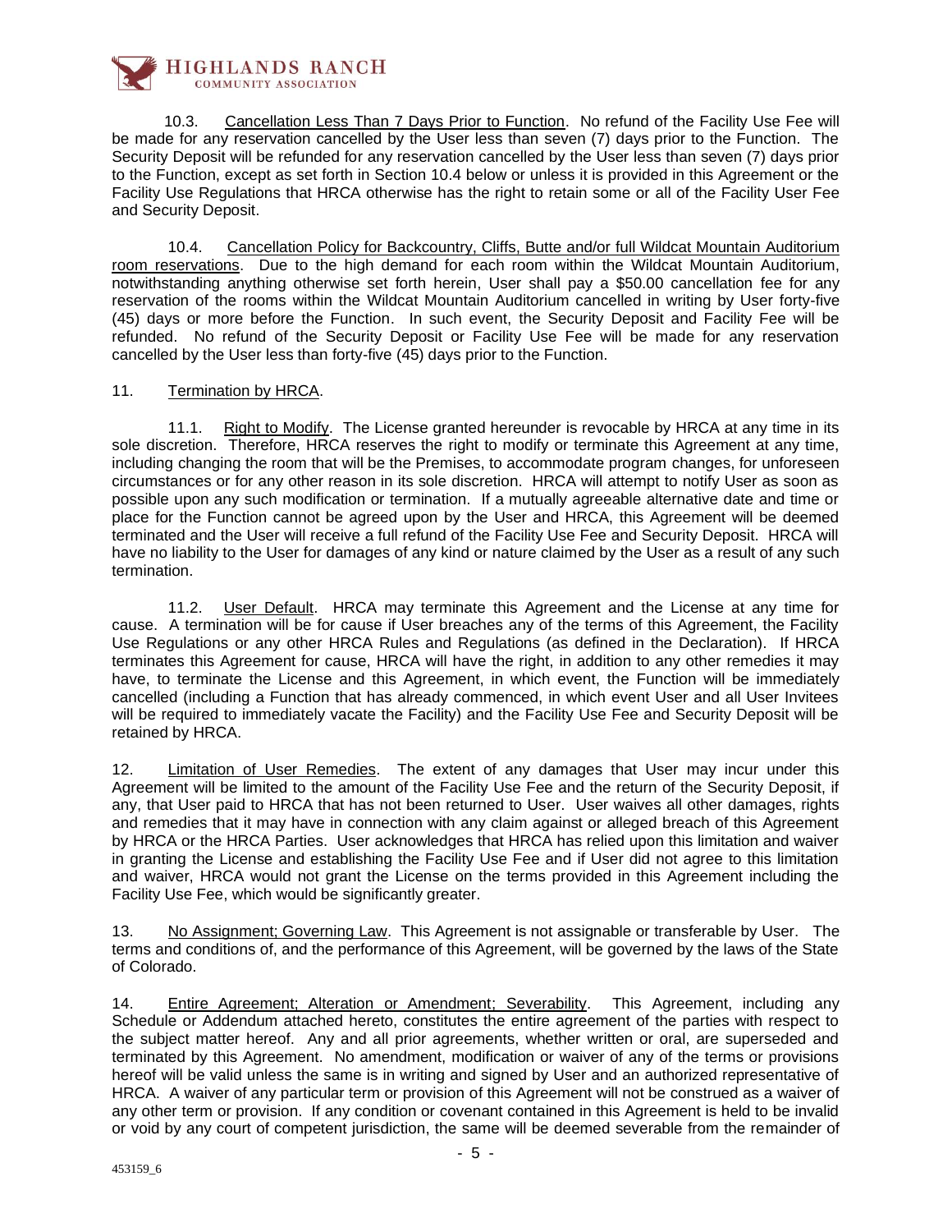10.3. Cancellation Less Than 7 Days Prior to Function. No refund of the Facility Use Fee will be made for any reservation cancelled by the User less than seven (7) days prior to the Function. The Security Deposit will be refunded for any reservation cancelled by the User less than seven (7) days prior to the Function, except as set forth in Section 10.4 below or unless it is provided in this Agreement or the Facility Use Regulations that HRCA otherwise has the right to retain some or all of the Facility User Fee and Security Deposit.

10.4. Cancellation Policy for Backcountry, Cliffs, Butte and/or full Wildcat Mountain Auditorium room reservations. Due to the high demand for each room within the Wildcat Mountain Auditorium, notwithstanding anything otherwise set forth herein, User shall pay a $50.00 cancellation fee for any reservation of the rooms within the Wildcat Mountain Auditorium cancelled in writing by User forty-five (45) days or more before the Function. In such event, the Security Deposit and Facility Fee will be refunded. No refund of the Security Deposit or Facility Use Fee will be made for any reservation cancelled by the User less than forty-five (45) days prior to the Function.

11. Termination by HRCA.

11.1. Right to Modify. The License granted hereunder is revocable by HRCA at any time in its sole discretion. Therefore, HRCA reserves the right to modify or terminate this Agreement at any time, including changing the room that will be the Premises, to accommodate program changes, for unforeseen circumstances or for any other reason in its sole discretion. HRCA will attempt to notify User as soon as possible upon any such modification or termination. If a mutually agreeable alternative date and time or place for the Function cannot be agreed upon by the User and HRCA, this Agreement will be deemed terminated and the User will receive a full refund of the Facility Use Fee and Security Deposit. HRCA will have no liability to the User for damages of any kind or nature claimed by the User as a result of any such termination.

11.2. User Default. HRCA may terminate this Agreement and the License at any time for cause. A termination will be for cause if User breaches any of the terms of this Agreement, the Facility Use Regulations or any other HRCA Rules and Regulations (as defined in the Declaration). If HRCA terminates this Agreement for cause, HRCA will have the right, in addition to any other remedies it may have, to terminate the License and this Agreement, in which event, the Function will be immediately cancelled (including a Function that has already commenced, in which event User and all User Invitees will be required to immediately vacate the Facility) and the Facility Use Fee and Security Deposit will be retained by HRCA.

12. Limitation of User Remedies. The extent of any damages that User may incur under this Agreement will be limited to the amount of the Facility Use Fee and the return of the Security Deposit, if any, that User paid to HRCA that has not been returned to User. User waives all other damages, rights and remedies that it may have in connection with any claim against or alleged breach of this Agreement by HRCA or the HRCA Parties. User acknowledges that HRCA has relied upon this limitation and waiver in granting the License and establishing the Facility Use Fee and if User did not agree to this limitation and waiver, HRCA would not grant the License on the terms provided in this Agreement including the Facility Use Fee, which would be significantly greater.

13. No Assignment; Governing Law. This Agreement is not assignable or transferable by User. The terms and conditions of, and the performance of this Agreement, will be governed by the laws of the State of Colorado.

14. Entire Agreement; Alteration or Amendment; Severability. This Agreement, including any Schedule or Addendum attached hereto, constitutes the entire agreement of the parties with respect to the subject matter hereof. Any and all prior agreements, whether written or oral, are superseded and terminated by this Agreement. No amendment, modification or waiver of any of the terms or provisions hereof will be valid unless the same is in writing and signed by User and an authorized representative of HRCA. A waiver of any particular term or provision of this Agreement will not be construed as a waiver of any other term or provision. If any condition or covenant contained in this Agreement is held to be invalid or void by any court of competent jurisdiction, the same will be deemed severable from the remainder of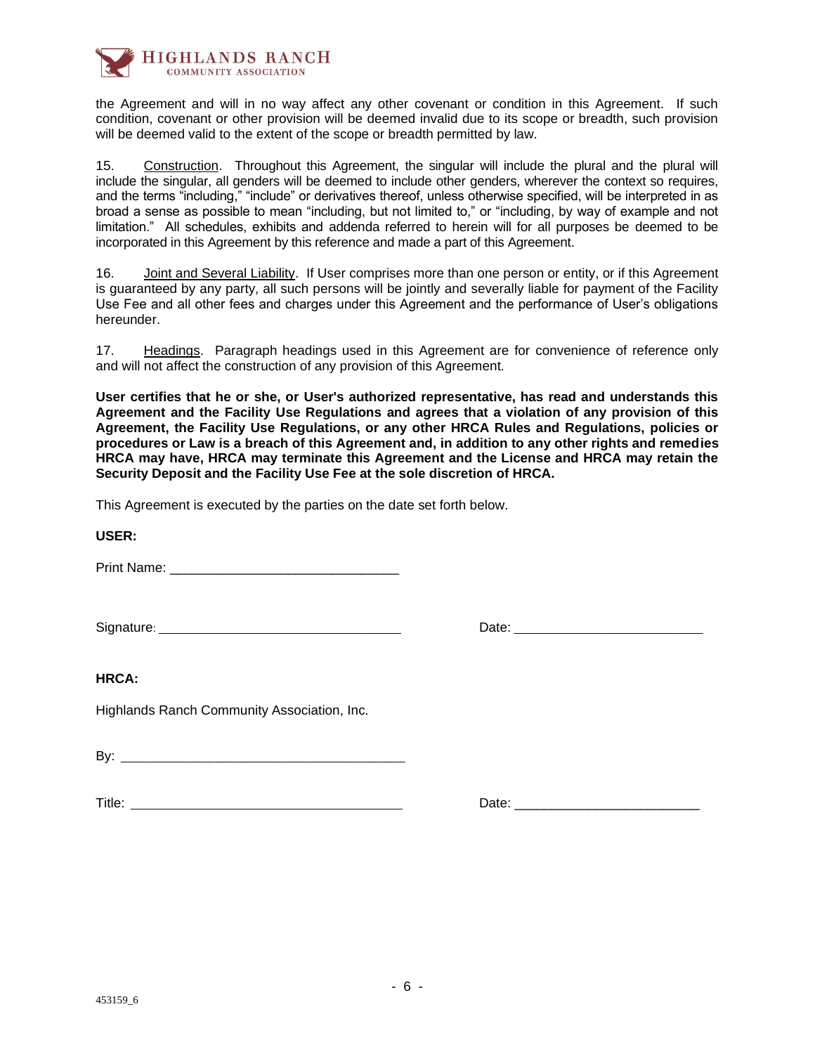the Agreement and will in no way affect any other covenant or condition in this Agreement. If such condition, covenant or other provision will be deemed invalid due to its scope or breadth, such provision will be deemed valid to the extent of the scope or breadth permitted by law.

15. Construction. Throughout this Agreement, the singular will include the plural and the plural will include the singular, all genders will be deemed to include other genders, wherever the context so requires, and the terms "including," "include" or derivatives thereof, unless otherwise specified, will be interpreted in as broad a sense as possible to mean "including, but not limited to," or "including, by way of example and not limitation." All schedules, exhibits and addenda referred to herein will for all purposes be deemed to be incorporated in this Agreement by this reference and made a part of this Agreement.

16. Joint and Several Liability. If User comprises more than one person or entity, or if this Agreement is guaranteed by any party, all such persons will be jointly and severally liable for payment of the Facility Use Fee and all other fees and charges under this Agreement and the performance of User's obligations hereunder.

17. Headings. Paragraph headings used in this Agreement are for convenience of reference only and will not affect the construction of any provision of this Agreement.

**User certifies that he or she, or User's authorized representative, has read and understands this Agreement and the Facility Use Regulations and agrees that a violation of any provision of this Agreement, the Facility Use Regulations, or any other HRCA Rules and Regulations, policies or procedures or Law is a breach of this Agreement and, in addition to any other rights and remedies HRCA may have, HRCA may terminate this Agreement and the License and HRCA may retain the Security Deposit and the Facility Use Fee at the sole discretion of HRCA.**

This Agreement is executed by the parties on the date set forth below.

**USER:**

Print Name: ______________________________

Signature: ________________________________ Date: ________________________

**HRCA:**

Highlands Ranch Community Association, Inc.

By: _____________________________________

Title: ___________________________________ Date: ________________________

453159_6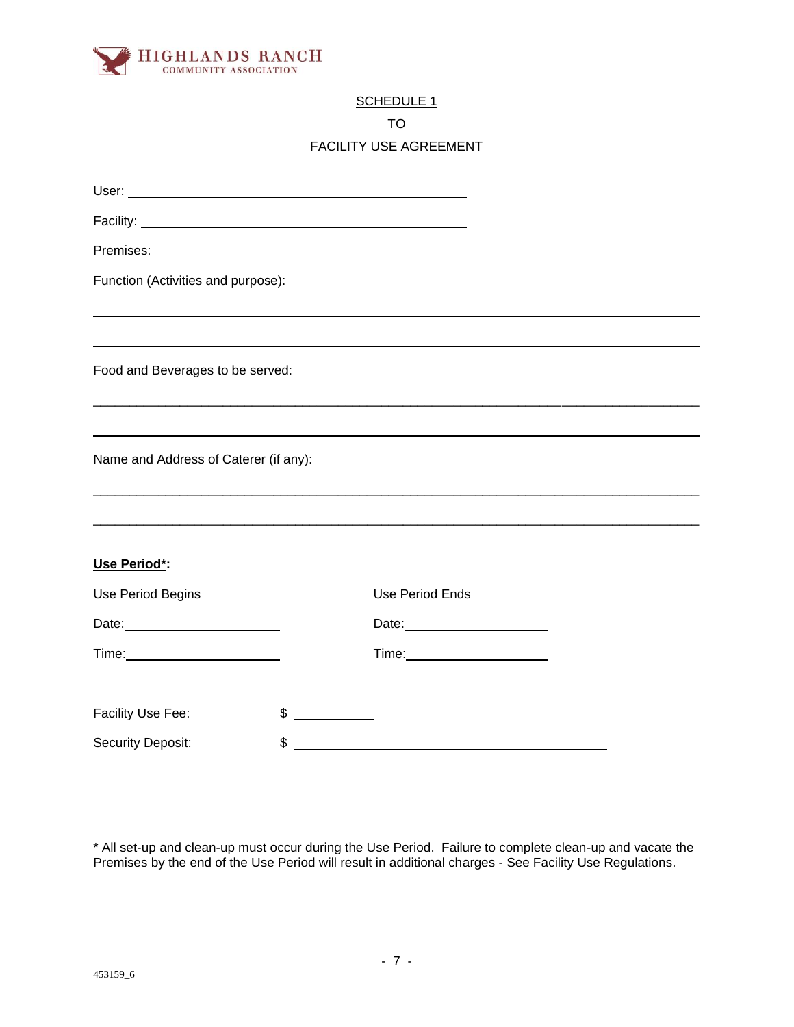HIGHLANDS RANCH
COMMUNITY ASSOCIATION

SCHEDULE 1

TO

FACILITY USE AGREEMENT

User: ____________________________________________

Facility: __________________________________________

Premises: _________________________________________

Function (Activities and purpose):

______________________________________________________________________________

______________________________________________________________________________

Food and Beverages to be served:

______________________________________________________________________________

______________________________________________________________________________

Name and Address of Caterer (if any):

______________________________________________________________________________

______________________________________________________________________________

**Use Period*:**

| Use Period Begins | Use Period Ends |
|---|---|
| Date:____________________ | Date:____________________ |
| Time:____________________ | Time:____________________ |

Facility Use Fee: $ __________

Security Deposit: $ ________________________________________

* All set-up and clean-up must occur during the Use Period. Failure to complete clean-up and vacate the Premises by the end of the Use Period will result in additional charges - See Facility Use Regulations.

453159_6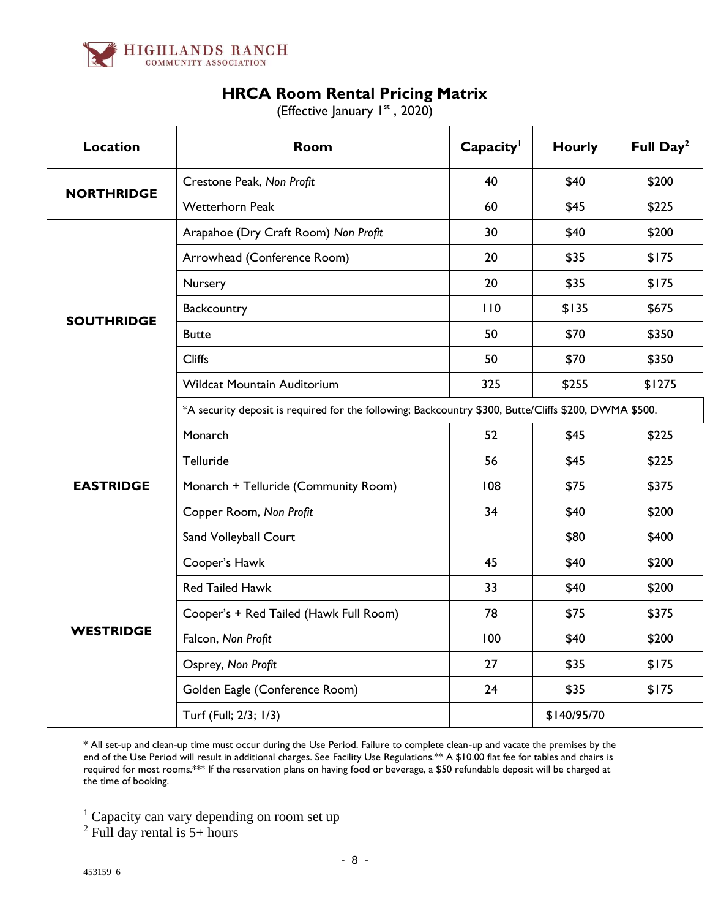Highlands Ranch Community Association

## HRCA Room Rental Pricing Matrix

(Effective January 1st, 2020)

| Location | Room | Capacity[1] | Hourly | Full Day[2] |
|---|---|---|---|---|
| **NORTHRIDGE** | Crestone Peak, *Non Profit* | 40 | $40 | $200 |
| | Wetterhorn Peak | 60 | $45 | $225 |
| **SOUTHRIDGE** | Arapahoe (Dry Craft Room) *Non Profit* | 30 | $40 | $200 |
| | Arrowhead (Conference Room) | 20 | $35 | $175 |
| | Nursery | 20 | $35 | $175 |
| | Backcountry | 110 | $135 | $675 |
| | Butte | 50 | $70 | $350 |
| | Cliffs | 50 | $70 | $350 |
| | Wildcat Mountain Auditorium | 325 | $255 | $1275 |
| | *A security deposit is required for the following; Backcountry $300, Butte/Cliffs $200, DWMA $500. | | | |
| **EASTRIDGE** | Monarch | 52 | $45 | $225 |
| | Telluride | 56 | $45 | $225 |
| | Monarch + Telluride (Community Room) | 108 | $75 | $375 |
| | Copper Room, *Non Profit* | 34 | $40 | $200 |
| | Sand Volleyball Court | | $80 | $400 |
| **WESTRIDGE** | Cooper's Hawk | 45 | $40 | $200 |
| | Red Tailed Hawk | 33 | $40 | $200 |
| | Cooper's + Red Tailed (Hawk Full Room) | 78 | $75 | $375 |
| | Falcon, *Non Profit* | 100 | $40 | $200 |
| | Osprey, *Non Profit* | 27 | $35 | $175 |
| | Golden Eagle (Conference Room) | 24 | $35 | $175 |
| | Turf (Full; 2/3; 1/3) | | $140/95/70 | |

\* All set-up and clean-up time must occur during the Use Period. Failure to complete clean-up and vacate the premises by the end of the Use Period will result in additional charges. See Facility Use Regulations.** A $10.00 flat fee for tables and chairs is required for most rooms.*** If the reservation plans on having food or beverage, a $50 refundable deposit will be charged at the time of booking.

[1] Capacity can vary depending on room set up

[2] Full day rental is 5+ hours

453159_6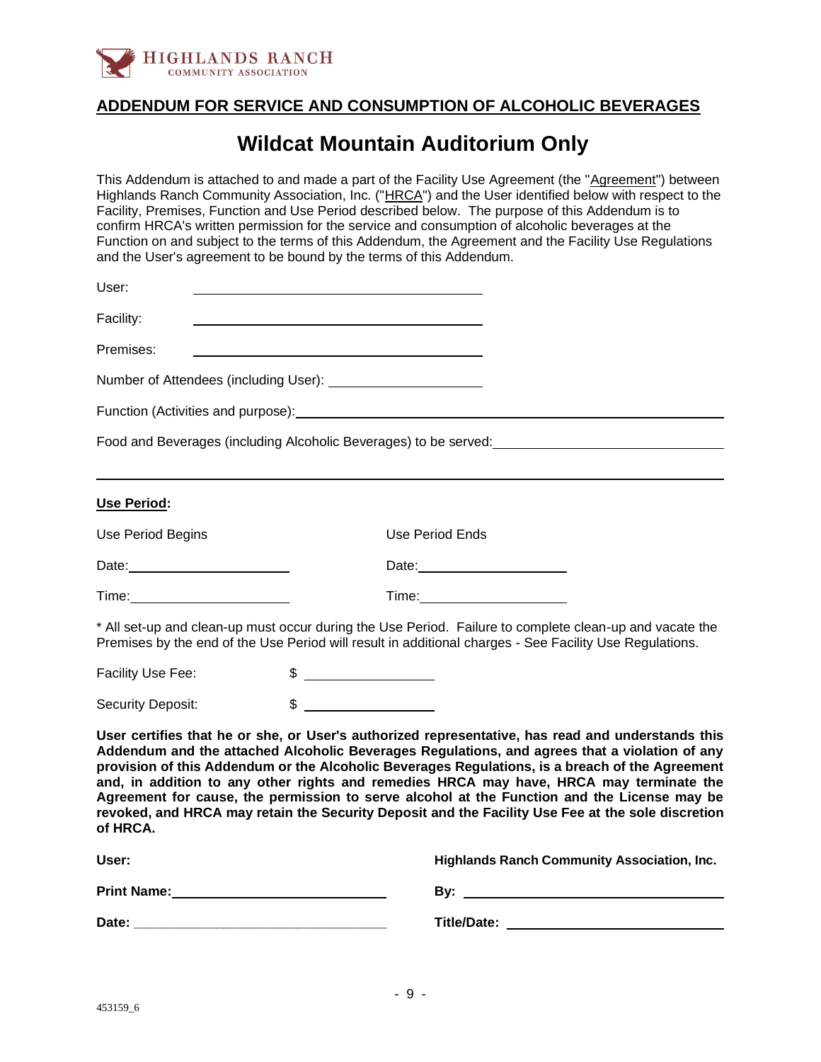HIGHLANDS RANCH
COMMUNITY ASSOCIATION

## ADDENDUM FOR SERVICE AND CONSUMPTION OF ALCOHOLIC BEVERAGES

# Wildcat Mountain Auditorium Only

This Addendum is attached to and made a part of the Facility Use Agreement (the "Agreement") between Highlands Ranch Community Association, Inc. ("HRCA") and the User identified below with respect to the Facility, Premises, Function and Use Period described below. The purpose of this Addendum is to confirm HRCA's written permission for the service and consumption of alcoholic beverages at the Function on and subject to the terms of this Addendum, the Agreement and the Facility Use Regulations and the User's agreement to be bound by the terms of this Addendum.

User: ______________________________

Facility: ______________________________

Premises: ______________________________

Number of Attendees (including User): ______________

Function (Activities and purpose): ______________________________

Food and Beverages (including Alcoholic Beverages) to be served: ______________________________

______________________________________________________________

**Use Period:**

| Use Period Begins | Use Period Ends |
|---|---|
| Date: ______________ | Date: ______________ |
| Time: ______________ | Time: ______________ |

* All set-up and clean-up must occur during the Use Period. Failure to complete clean-up and vacate the Premises by the end of the Use Period will result in additional charges - See Facility Use Regulations.

Facility Use Fee: $ ______________

Security Deposit: $ ______________

**User certifies that he or she, or User's authorized representative, has read and understands this Addendum and the attached Alcoholic Beverages Regulations, and agrees that a violation of any provision of this Addendum or the Alcoholic Beverages Regulations, is a breach of the Agreement and, in addition to any other rights and remedies HRCA may have, HRCA may terminate the Agreement for cause, the permission to serve alcohol at the Function and the License may be revoked, and HRCA may retain the Security Deposit and the Facility Use Fee at the sole discretion of HRCA.**

| **User:** | **Highlands Ranch Community Association, Inc.** |
|---|---|
| **Print Name:** ______________ | **By:** ______________ |
| **Date:** ______________ | **Title/Date:** ______________ |

453159_6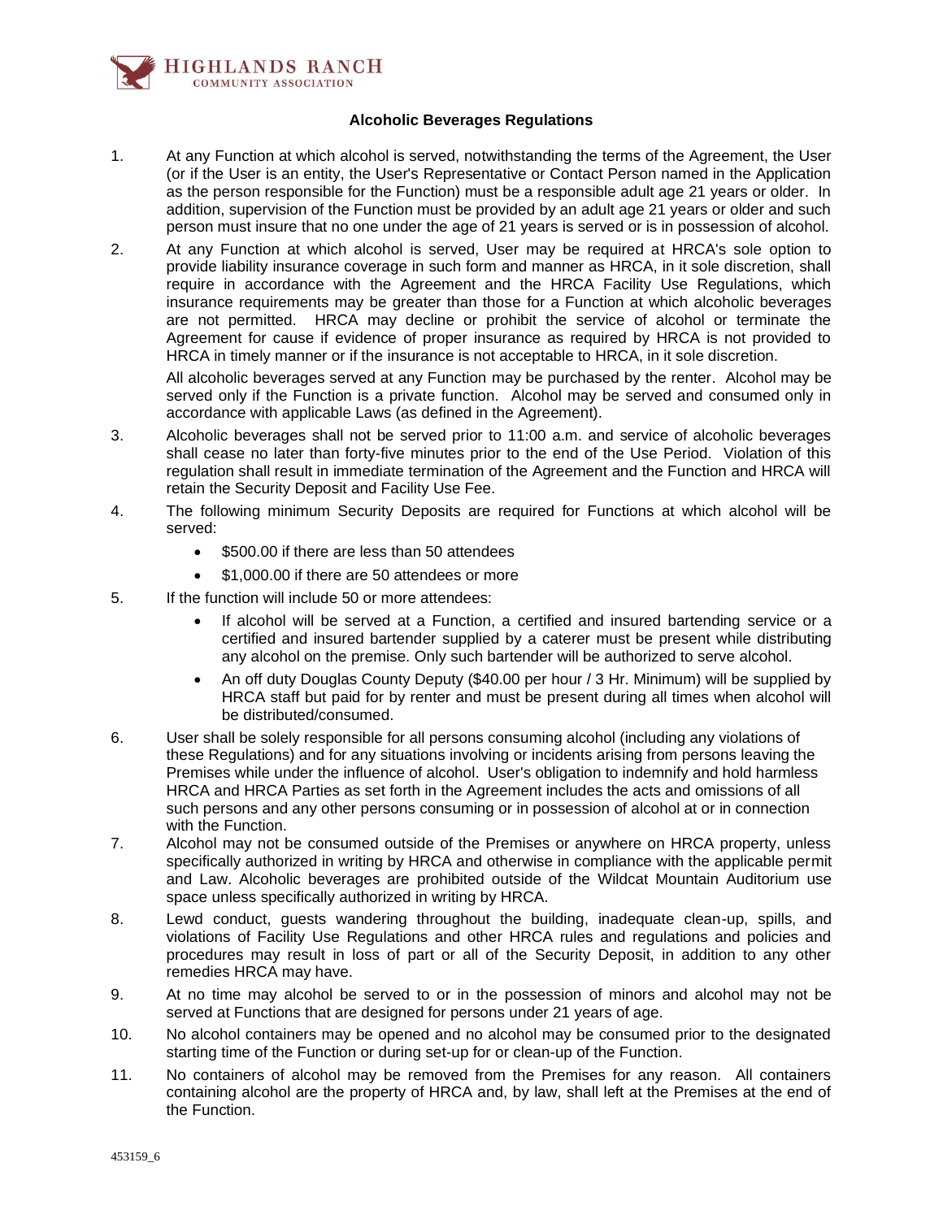HIGHLANDS RANCH
COMMUNITY ASSOCIATION

## Alcoholic Beverages Regulations

1. At any Function at which alcohol is served, notwithstanding the terms of the Agreement, the User (or if the User is an entity, the User's Representative or Contact Person named in the Application as the person responsible for the Function) must be a responsible adult age 21 years or older. In addition, supervision of the Function must be provided by an adult age 21 years or older and such person must insure that no one under the age of 21 years is served or is in possession of alcohol.

2. At any Function at which alcohol is served, User may be required at HRCA's sole option to provide liability insurance coverage in such form and manner as HRCA, in it sole discretion, shall require in accordance with the Agreement and the HRCA Facility Use Regulations, which insurance requirements may be greater than those for a Function at which alcoholic beverages are not permitted. HRCA may decline or prohibit the service of alcohol or terminate the Agreement for cause if evidence of proper insurance as required by HRCA is not provided to HRCA in timely manner or if the insurance is not acceptable to HRCA, in it sole discretion.

   All alcoholic beverages served at any Function may be purchased by the renter. Alcohol may be served only if the Function is a private function. Alcohol may be served and consumed only in accordance with applicable Laws (as defined in the Agreement).

3. Alcoholic beverages shall not be served prior to 11:00 a.m. and service of alcoholic beverages shall cease no later than forty-five minutes prior to the end of the Use Period. Violation of this regulation shall result in immediate termination of the Agreement and the Function and HRCA will retain the Security Deposit and Facility Use Fee.

4. The following minimum Security Deposits are required for Functions at which alcohol will be served:
   - $500.00 if there are less than 50 attendees
   - $1,000.00 if there are 50 attendees or more

5. If the function will include 50 or more attendees:
   - If alcohol will be served at a Function, a certified and insured bartending service or a certified and insured bartender supplied by a caterer must be present while distributing any alcohol on the premise. Only such bartender will be authorized to serve alcohol.
   - An off duty Douglas County Deputy ($40.00 per hour / 3 Hr. Minimum) will be supplied by HRCA staff but paid for by renter and must be present during all times when alcohol will be distributed/consumed.

6. User shall be solely responsible for all persons consuming alcohol (including any violations of these Regulations) and for any situations involving or incidents arising from persons leaving the Premises while under the influence of alcohol. User's obligation to indemnify and hold harmless HRCA and HRCA Parties as set forth in the Agreement includes the acts and omissions of all such persons and any other persons consuming or in possession of alcohol at or in connection with the Function.

7. Alcohol may not be consumed outside of the Premises or anywhere on HRCA property, unless specifically authorized in writing by HRCA and otherwise in compliance with the applicable permit and Law. Alcoholic beverages are prohibited outside of the Wildcat Mountain Auditorium use space unless specifically authorized in writing by HRCA.

8. Lewd conduct, guests wandering throughout the building, inadequate clean-up, spills, and violations of Facility Use Regulations and other HRCA rules and regulations and policies and procedures may result in loss of part or all of the Security Deposit, in addition to any other remedies HRCA may have.

9. At no time may alcohol be served to or in the possession of minors and alcohol may not be served at Functions that are designed for persons under 21 years of age.

10. No alcohol containers may be opened and no alcohol may be consumed prior to the designated starting time of the Function or during set-up for or clean-up of the Function.

11. No containers of alcohol may be removed from the Premises for any reason. All containers containing alcohol are the property of HRCA and, by law, shall left at the Premises at the end of the Function.

453159_6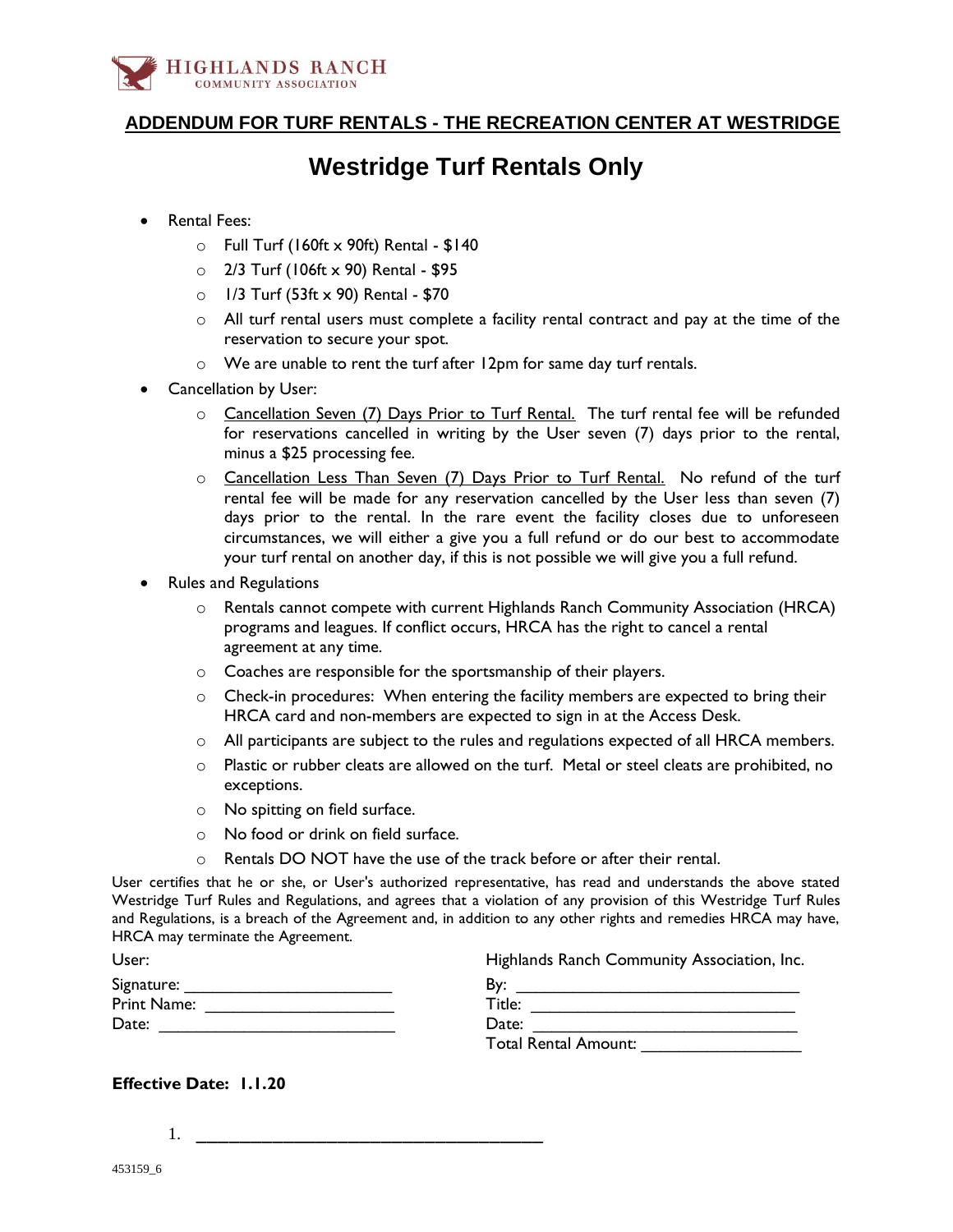HIGHLANDS RANCH
COMMUNITY ASSOCIATION

## ADDENDUM FOR TURF RENTALS - THE RECREATION CENTER AT WESTRIDGE

# Westridge Turf Rentals Only

- Rental Fees:
  - Full Turf (160ft x 90ft) Rental - $140
  - 2/3 Turf (106ft x 90) Rental - $95
  - 1/3 Turf (53ft x 90) Rental - $70
  - All turf rental users must complete a facility rental contract and pay at the time of the reservation to secure your spot.
  - We are unable to rent the turf after 12pm for same day turf rentals.
- Cancellation by User:
  - Cancellation Seven (7) Days Prior to Turf Rental. The turf rental fee will be refunded for reservations cancelled in writing by the User seven (7) days prior to the rental, minus a $25 processing fee.
  - Cancellation Less Than Seven (7) Days Prior to Turf Rental. No refund of the turf rental fee will be made for any reservation cancelled by the User less than seven (7) days prior to the rental. In the rare event the facility closes due to unforeseen circumstances, we will either a give you a full refund or do our best to accommodate your turf rental on another day, if this is not possible we will give you a full refund.
- Rules and Regulations
  - Rentals cannot compete with current Highlands Ranch Community Association (HRCA) programs and leagues. If conflict occurs, HRCA has the right to cancel a rental agreement at any time.
  - Coaches are responsible for the sportsmanship of their players.
  - Check-in procedures: When entering the facility members are expected to bring their HRCA card and non-members are expected to sign in at the Access Desk.
  - All participants are subject to the rules and regulations expected of all HRCA members.
  - Plastic or rubber cleats are allowed on the turf. Metal or steel cleats are prohibited, no exceptions.
  - No spitting on field surface.
  - No food or drink on field surface.
  - Rentals DO NOT have the use of the track before or after their rental.

User certifies that he or she, or User's authorized representative, has read and understands the above stated Westridge Turf Rules and Regulations, and agrees that a violation of any provision of this Westridge Turf Rules and Regulations, is a breach of the Agreement and, in addition to any other rights and remedies HRCA may have, HRCA may terminate the Agreement.

User:

Signature: ______________________
Print Name: ______________________
Date: ______________________

Highlands Ranch Community Association, Inc.

By: ______________________
Title: ______________________
Date: ______________________
Total Rental Amount: ______________________

**Effective Date: 1.1.20**

1. ______________________

453159_6